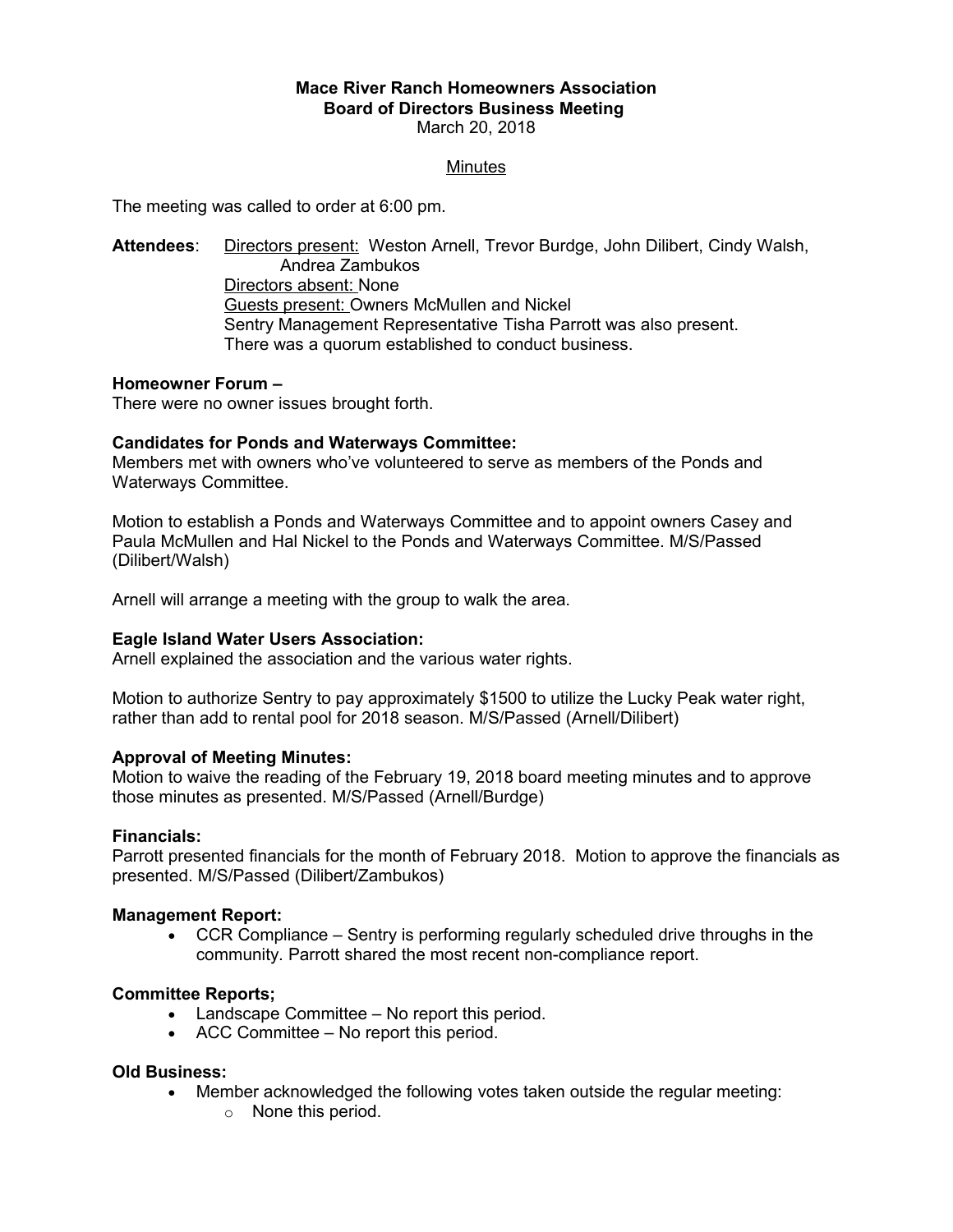**Mace River Ranch Homeowners Association**
**Board of Directors Business Meeting**
March 20, 2018

Minutes

The meeting was called to order at 6:00 pm.

**Attendees**: Directors present: Weston Arnell, Trevor Burdge, John Dilibert, Cindy Walsh, Andrea Zambukos
Directors absent: None
Guests present: Owners McMullen and Nickel
Sentry Management Representative Tisha Parrott was also present.
There was a quorum established to conduct business.

**Homeowner Forum –**
There were no owner issues brought forth.

**Candidates for Ponds and Waterways Committee:**
Members met with owners who've volunteered to serve as members of the Ponds and Waterways Committee.

Motion to establish a Ponds and Waterways Committee and to appoint owners Casey and Paula McMullen and Hal Nickel to the Ponds and Waterways Committee. M/S/Passed (Dilibert/Walsh)

Arnell will arrange a meeting with the group to walk the area.

**Eagle Island Water Users Association:**
Arnell explained the association and the various water rights.

Motion to authorize Sentry to pay approximately $1500 to utilize the Lucky Peak water right, rather than add to rental pool for 2018 season. M/S/Passed (Arnell/Dilibert)

**Approval of Meeting Minutes:**
Motion to waive the reading of the February 19, 2018 board meeting minutes and to approve those minutes as presented. M/S/Passed (Arnell/Burdge)

**Financials:**
Parrott presented financials for the month of February 2018. Motion to approve the financials as presented. M/S/Passed (Dilibert/Zambukos)

**Management Report:**

- CCR Compliance – Sentry is performing regularly scheduled drive throughs in the community. Parrott shared the most recent non-compliance report.

**Committee Reports;**

- Landscape Committee – No report this period.
- ACC Committee – No report this period.

**Old Business:**

- Member acknowledged the following votes taken outside the regular meeting:
  - None this period.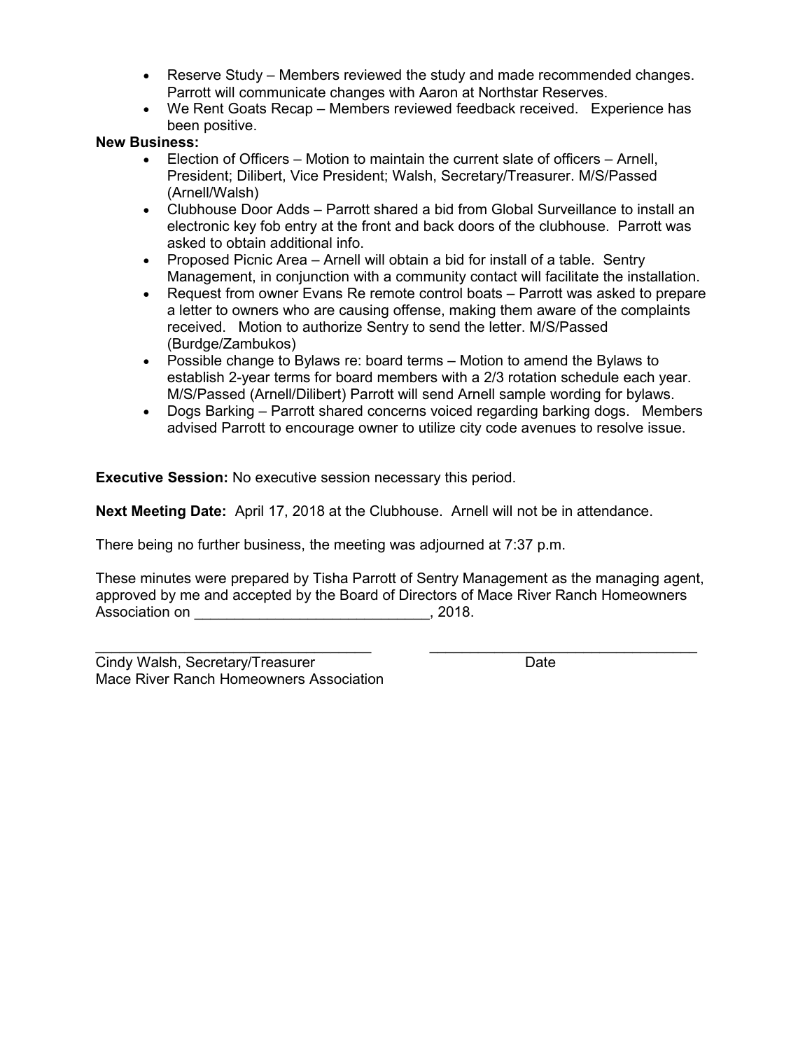- Reserve Study – Members reviewed the study and made recommended changes. Parrott will communicate changes with Aaron at Northstar Reserves.
- We Rent Goats Recap – Members reviewed feedback received. Experience has been positive.

**New Business:**

- Election of Officers – Motion to maintain the current slate of officers – Arnell, President; Dilibert, Vice President; Walsh, Secretary/Treasurer. M/S/Passed (Arnell/Walsh)
- Clubhouse Door Adds – Parrott shared a bid from Global Surveillance to install an electronic key fob entry at the front and back doors of the clubhouse. Parrott was asked to obtain additional info.
- Proposed Picnic Area – Arnell will obtain a bid for install of a table. Sentry Management, in conjunction with a community contact will facilitate the installation.
- Request from owner Evans Re remote control boats – Parrott was asked to prepare a letter to owners who are causing offense, making them aware of the complaints received. Motion to authorize Sentry to send the letter. M/S/Passed (Burdge/Zambukos)
- Possible change to Bylaws re: board terms – Motion to amend the Bylaws to establish 2-year terms for board members with a 2/3 rotation schedule each year. M/S/Passed (Arnell/Dilibert) Parrott will send Arnell sample wording for bylaws.
- Dogs Barking – Parrott shared concerns voiced regarding barking dogs. Members advised Parrott to encourage owner to utilize city code avenues to resolve issue.

**Executive Session:** No executive session necessary this period.

**Next Meeting Date:** April 17, 2018 at the Clubhouse. Arnell will not be in attendance.

There being no further business, the meeting was adjourned at 7:37 p.m.

These minutes were prepared by Tisha Parrott of Sentry Management as the managing agent, approved by me and accepted by the Board of Directors of Mace River Ranch Homeowners Association on _____________________________, 2018.

___________________________________ ___________________________________

Cindy Walsh, Secretary/Treasurer Date

Mace River Ranch Homeowners Association